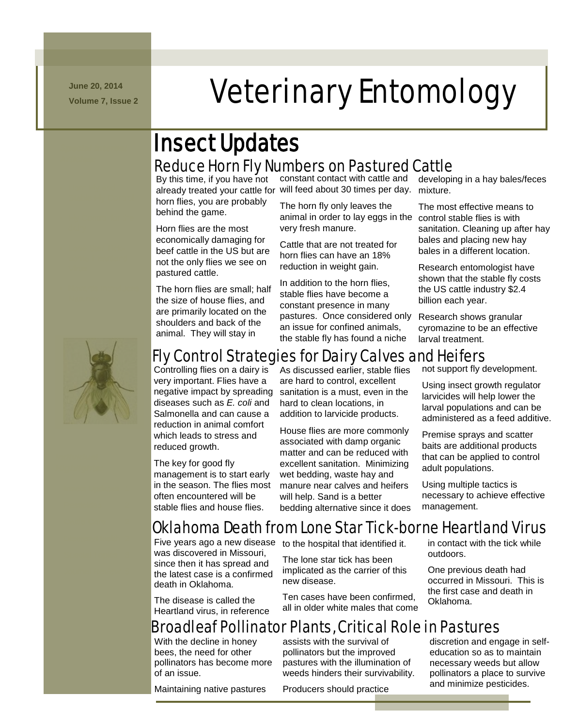June 20, 2014

Volume 7, Issue 2

# Veterinary Entomology

## Insect Updates

### Reduce Horn Fly Numbers on Pastured Cattle

By this time, if you have not already treated your cattle for horn flies, you are probably behind the game.

Horn flies are the most economically damaging for beef cattle in the US but are not the only flies we see on pastured cattle.

The horn flies are small; half the size of house flies, and are primarily located on the shoulders and back of the animal. They will stay in constant contact with cattle and will feed about 30 times per day.

The horn fly only leaves the animal in order to lay eggs in the very fresh manure.

Cattle that are not treated for horn flies can have an 18% reduction in weight gain.

In addition to the horn flies, stable flies have become a constant presence in many pastures. Once considered only an issue for confined animals, the stable fly has found a niche developing in a hay bales/feces mixture.

The most effective means to control stable flies is with sanitation. Cleaning up after hay bales and placing new hay bales in a different location.

Research entomologist have shown that the stable fly costs the US cattle industry $2.4 billion each year.

Research shows granular cyromazine to be an effective larval treatment.

### Fly Control Strategies for Dairy Calves and Heifers

Controlling flies on a dairy is very important. Flies have a negative impact by spreading diseases such as *E. coli* and Salmonella and can cause a reduction in animal comfort which leads to stress and reduced growth.

The key for good fly management is to start early in the season. The flies most often encountered will be stable flies and house flies.

As discussed earlier, stable flies are hard to control, excellent sanitation is a must, even in the hard to clean locations, in addition to larvicide products.

House flies are more commonly associated with damp organic matter and can be reduced with excellent sanitation. Minimizing wet bedding, waste hay and manure near calves and heifers will help. Sand is a better bedding alternative since it does not support fly development.

Using insect growth regulator larvicides will help lower the larval populations and can be administered as a feed additive.

Premise sprays and scatter baits are additional products that can be applied to control adult populations.

Using multiple tactics is necessary to achieve effective management.

### Oklahoma Death from Lone Star Tick-borne Heartland Virus

Five years ago a new disease was discovered in Missouri, since then it has spread and the latest case is a confirmed death in Oklahoma.

The disease is called the Heartland virus, in reference to the hospital that identified it.

The lone star tick has been implicated as the carrier of this new disease.

Ten cases have been confirmed, all in older white males that come in contact with the tick while outdoors.

One previous death had occurred in Missouri. This is the first case and death in Oklahoma.

### Broadleaf Pollinator Plants, Critical Role in Pastures

With the decline in honey bees, the need for other pollinators has become more of an issue.

Maintaining native pastures assists with the survival of pollinators but the improved pastures with the illumination of weeds hinders their survivability.

Producers should practice discretion and engage in self-education so as to maintain necessary weeds but allow pollinators a place to survive and minimize pesticides.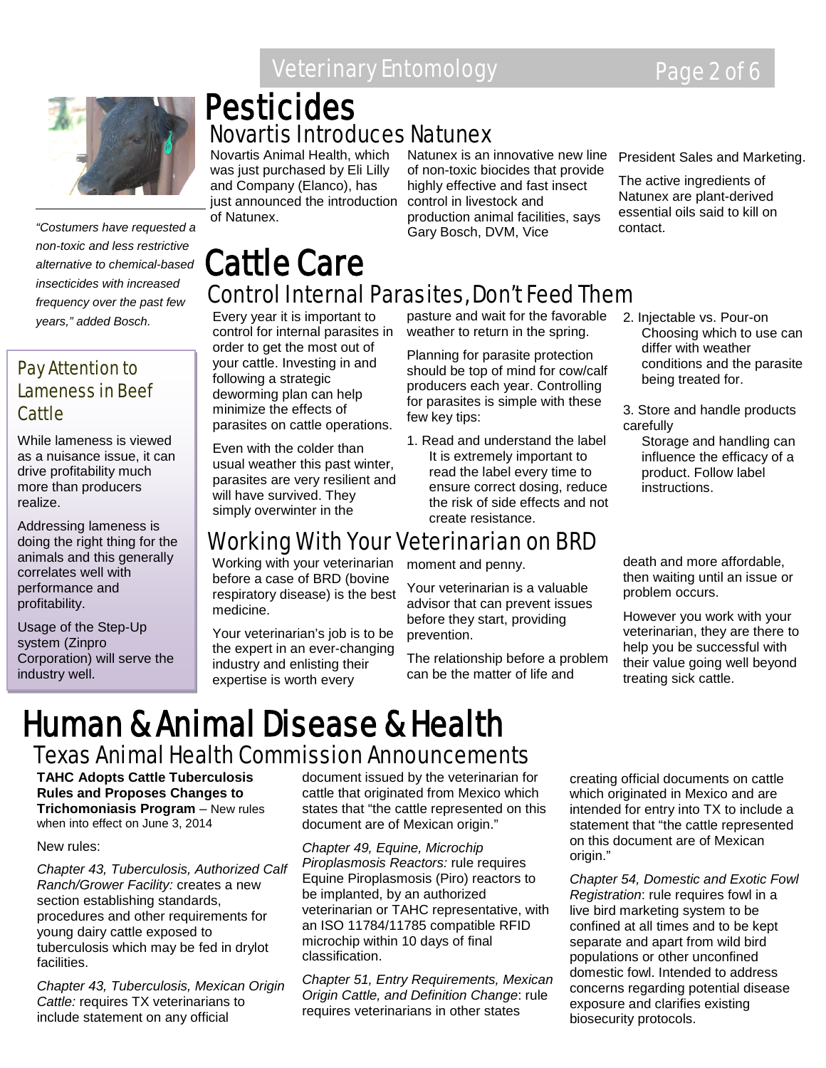# Pesticides

## Novartis Introduces Natunex

Novartis Animal Health, which was just purchased by Eli Lilly and Company (Elanco), has just announced the introduction of Natunex.

Natunex is an innovative new line of non-toxic biocides that provide highly effective and fast insect control in livestock and production animal facilities, says Gary Bosch, DVM, Vice President Sales and Marketing.

The active ingredients of Natunex are plant-derived essential oils said to kill on contact.

*"Costumers have requested a non-toxic and less restrictive alternative to chemical-based insecticides with increased frequency over the past few years," added Bosch.*

# Cattle Care

## Control Internal Parasites, Don't Feed Them

Every year it is important to control for internal parasites in order to get the most out of your cattle. Investing in and following a strategic deworming plan can help minimize the effects of parasites on cattle operations.

Even with the colder than usual weather this past winter, parasites are very resilient and will have survived. They simply overwinter in the pasture and wait for the favorable weather to return in the spring.

Planning for parasite protection should be top of mind for cow/calf producers each year. Controlling for parasites is simple with these few key tips:

1. Read and understand the label
   It is extremely important to read the label every time to ensure correct dosing, reduce the risk of side effects and not create resistance.
2. Injectable vs. Pour-on
   Choosing which to use can differ with weather conditions and the parasite being treated for.
3. Store and handle products carefully
   Storage and handling can influence the efficacy of a product. Follow label instructions.

## Working With Your Veterinarian on BRD

Working with your veterinarian before a case of BRD (bovine respiratory disease) is the best medicine.

Your veterinarian's job is to be the expert in an ever-changing industry and enlisting their expertise is worth every moment and penny.

Your veterinarian is a valuable advisor that can prevent issues before they start, providing prevention.

The relationship before a problem can be the matter of life and death and more affordable, then waiting until an issue or problem occurs.

However you work with your veterinarian, they are there to help you be successful with their value going well beyond treating sick cattle.

### Pay Attention to Lameness in Beef Cattle

While lameness is viewed as a nuisance issue, it can drive profitability much more than producers realize.

Addressing lameness is doing the right thing for the animals and this generally correlates well with performance and profitability.

Usage of the Step-Up system (Zinpro Corporation) will serve the industry well.

# Human & Animal Disease & Health

## Texas Animal Health Commission Announcements

**TAHC Adopts Cattle Tuberculosis Rules and Proposes Changes to Trichomoniasis Program** – New rules when into effect on June 3, 2014

New rules:

*Chapter 43, Tuberculosis, Authorized Calf Ranch/Grower Facility:* creates a new section establishing standards, procedures and other requirements for young dairy cattle exposed to tuberculosis which may be fed in drylot facilities.

*Chapter 43, Tuberculosis, Mexican Origin Cattle:* requires TX veterinarians to include statement on any official document issued by the veterinarian for cattle that originated from Mexico which states that "the cattle represented on this document are of Mexican origin."

*Chapter 49, Equine, Microchip Piroplasmosis Reactors:* rule requires Equine Piroplasmosis (Piro) reactors to be implanted, by an authorized veterinarian or TAHC representative, with an ISO 11784/11785 compatible RFID microchip within 10 days of final classification.

*Chapter 51, Entry Requirements, Mexican Origin Cattle, and Definition Change*: rule requires veterinarians in other states creating official documents on cattle which originated in Mexico and are intended for entry into TX to include a statement that "the cattle represented on this document are of Mexican origin."

*Chapter 54, Domestic and Exotic Fowl Registration*: rule requires fowl in a live bird marketing system to be confined at all times and to be kept separate and apart from wild bird populations or other unconfined domestic fowl. Intended to address concerns regarding potential disease exposure and clarifies existing biosecurity protocols.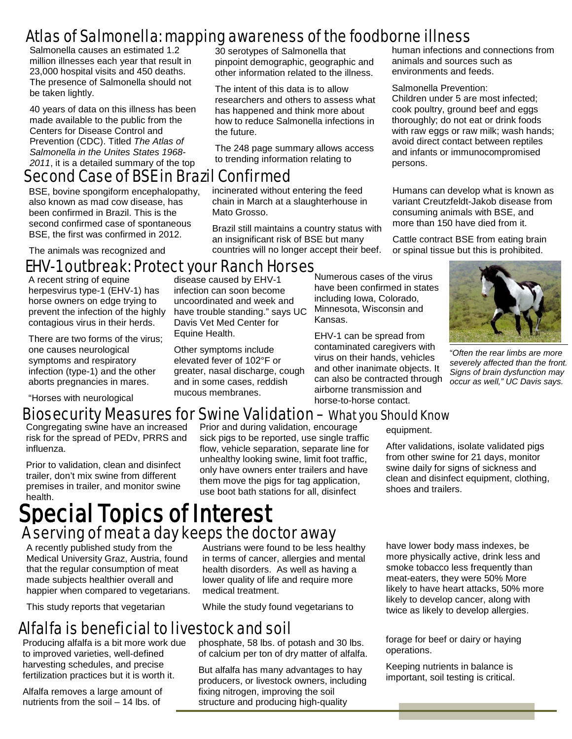## Atlas of Salmonella: mapping awareness of the foodborne illness

Salmonella causes an estimated 1.2 million illnesses each year that result in 23,000 hospital visits and 450 deaths. The presence of Salmonella should not be taken lightly.

40 years of data on this illness has been made available to the public from the Centers for Disease Control and Prevention (CDC). Titled *The Atlas of Salmonella in the Unites States 1968-2011*, it is a detailed summary of the top 30 serotypes of Salmonella that pinpoint demographic, geographic and other information related to the illness.

The intent of this data is to allow researchers and others to assess what has happened and think more about how to reduce Salmonella infections in the future.

The 248 page summary allows access to trending information relating to human infections and connections from animals and sources such as environments and feeds.

Salmonella Prevention:
Children under 5 are most infected; cook poultry, ground beef and eggs thoroughly; do not eat or drink foods with raw eggs or raw milk; wash hands; avoid direct contact between reptiles and infants or immunocompromised persons.

## Second Case of BSE in Brazil Confirmed

BSE, bovine spongiform encephalopathy, also known as mad cow disease, has been confirmed in Brazil. This is the second confirmed case of spontaneous BSE, the first was confirmed in 2012.

The animals was recognized and incinerated without entering the feed chain in March at a slaughterhouse in Mato Grosso.

Brazil still maintains a country status with an insignificant risk of BSE but many countries will no longer accept their beef.

Humans can develop what is known as variant Creutzfeldt-Jakob disease from consuming animals with BSE, and more than 150 have died from it.

Cattle contract BSE from eating brain or spinal tissue but this is prohibited.

## EHV-1 outbreak: Protect your Ranch Horses

A recent string of equine herpesvirus type-1 (EHV-1) has horse owners on edge trying to prevent the infection of the highly contagious virus in their herds.

There are two forms of the virus; one causes neurological symptoms and respiratory infection (type-1) and the other aborts pregnancies in mares.

"Horses with neurological disease caused by EHV-1 infection can soon become uncoordinated and week and have trouble standing." says UC Davis Vet Med Center for Equine Health.

Other symptoms include elevated fever of 102°F or greater, nasal discharge, cough and in some cases, reddish mucous membranes.

Numerous cases of the virus have been confirmed in states including Iowa, Colorado, Minnesota, Wisconsin and Kansas.

EHV-1 can be spread from contaminated caregivers with virus on their hands, vehicles and other inanimate objects. It can also be contracted through airborne transmission and horse-to-horse contact.

*"Often the rear limbs are more severely affected than the front. Signs of brain dysfunction may occur as well," UC Davis says.*

## Biosecurity Measures for Swine Validation – What you Should Know

Congregating swine have an increased risk for the spread of PEDv, PRRS and influenza.

Prior to validation, clean and disinfect trailer, don't mix swine from different premises in trailer, and monitor swine health.

Prior and during validation, encourage sick pigs to be reported, use single traffic flow, vehicle separation, separate line for unhealthy looking swine, limit foot traffic, only have owners enter trailers and have them move the pigs for tag application, use boot bath stations for all, disinfect equipment.

After validations, isolate validated pigs from other swine for 21 days, monitor swine daily for signs of sickness and clean and disinfect equipment, clothing, shoes and trailers.

# Special Topics of Interest

## A serving of meat a day keeps the doctor away

A recently published study from the Medical University Graz, Austria, found that the regular consumption of meat made subjects healthier overall and happier when compared to vegetarians.

This study reports that vegetarian Austrians were found to be less healthy in terms of cancer, allergies and mental health disorders. As well as having a lower quality of life and require more medical treatment.

While the study found vegetarians to have lower body mass indexes, be more physically active, drink less and smoke tobacco less frequently than meat-eaters, they were 50% More likely to have heart attacks, 50% more likely to develop cancer, along with twice as likely to develop allergies.

## Alfalfa is beneficial to livestock and soil

Producing alfalfa is a bit more work due to improved varieties, well-defined harvesting schedules, and precise fertilization practices but it is worth it.

Alfalfa removes a large amount of nutrients from the soil – 14 lbs. of phosphate, 58 lbs. of potash and 30 lbs. of calcium per ton of dry matter of alfalfa.

But alfalfa has many advantages to hay producers, or livestock owners, including fixing nitrogen, improving the soil structure and producing high-quality forage for beef or dairy or haying operations.

Keeping nutrients in balance is important, soil testing is critical.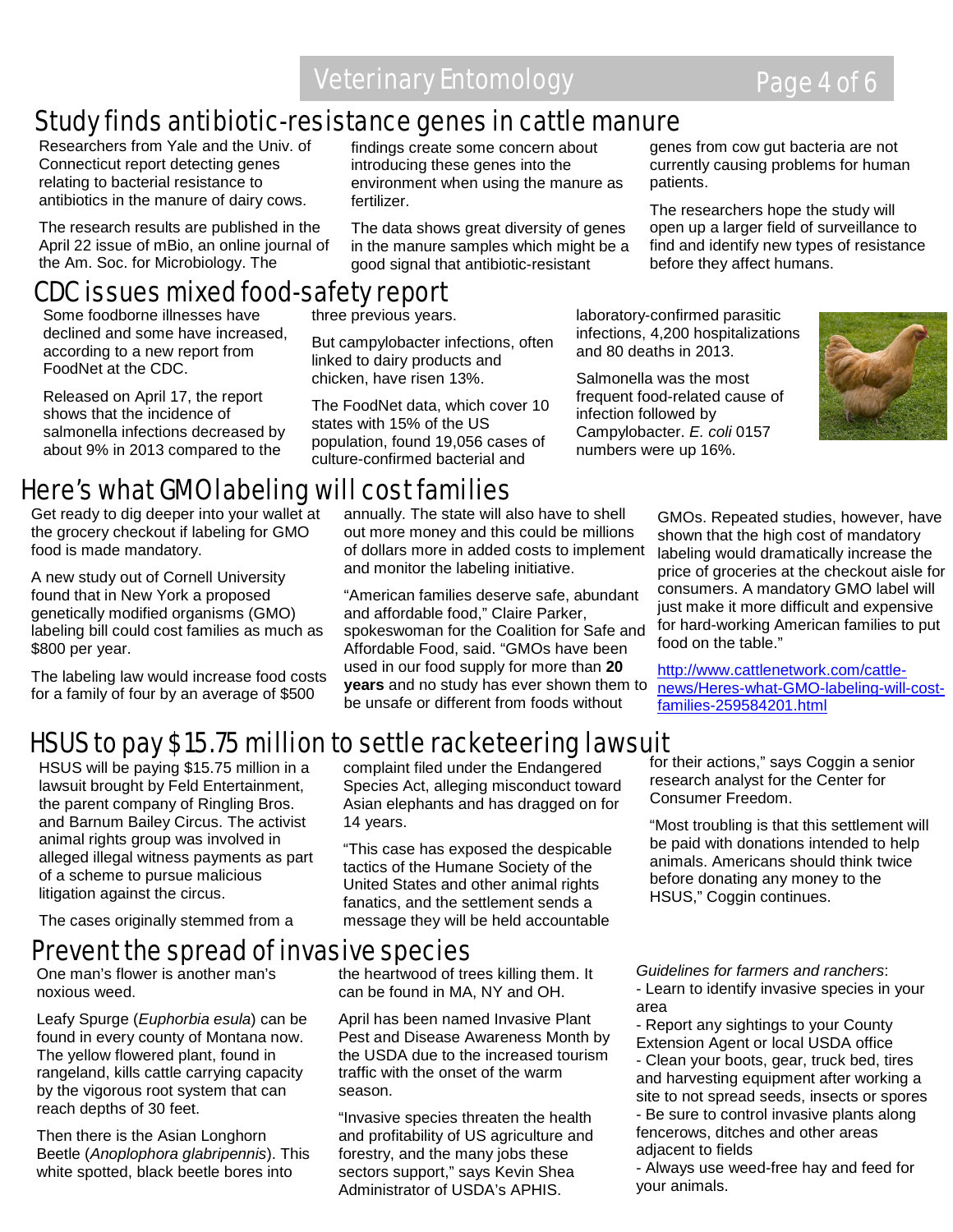## Study finds antibiotic-resistance genes in cattle manure

Researchers from Yale and the Univ. of Connecticut report detecting genes relating to bacterial resistance to antibiotics in the manure of dairy cows.

The research results are published in the April 22 issue of mBio, an online journal of the Am. Soc. for Microbiology. The findings create some concern about introducing these genes into the environment when using the manure as fertilizer.

The data shows great diversity of genes in the manure samples which might be a good signal that antibiotic-resistant genes from cow gut bacteria are not currently causing problems for human patients.

The researchers hope the study will open up a larger field of surveillance to find and identify new types of resistance before they affect humans.

## CDC issues mixed food-safety report

Some foodborne illnesses have declined and some have increased, according to a new report from FoodNet at the CDC.

Released on April 17, the report shows that the incidence of salmonella infections decreased by about 9% in 2013 compared to the three previous years.

But campylobacter infections, often linked to dairy products and chicken, have risen 13%.

The FoodNet data, which cover 10 states with 15% of the US population, found 19,056 cases of culture-confirmed bacterial and laboratory-confirmed parasitic infections, 4,200 hospitalizations and 80 deaths in 2013.

Salmonella was the most frequent food-related cause of infection followed by Campylobacter. *E. coli* 0157 numbers were up 16%.

## Here's what GMO labeling will cost families

Get ready to dig deeper into your wallet at the grocery checkout if labeling for GMO food is made mandatory.

A new study out of Cornell University found that in New York a proposed genetically modified organisms (GMO) labeling bill could cost families as much as $800 per year.

The labeling law would increase food costs for a family of four by an average of $500 annually. The state will also have to shell out more money and this could be millions of dollars more in added costs to implement and monitor the labeling initiative.

"American families deserve safe, abundant and affordable food," Claire Parker, spokeswoman for the Coalition for Safe and Affordable Food, said. "GMOs have been used in our food supply for more than **20 years** and no study has ever shown them to be unsafe or different from foods without GMOs. Repeated studies, however, have shown that the high cost of mandatory labeling would dramatically increase the price of groceries at the checkout aisle for consumers. A mandatory GMO label will just make it more difficult and expensive for hard-working American families to put food on the table."

http://www.cattlenetwork.com/cattle-news/Heres-what-GMO-labeling-will-cost-families-259584201.html

## HSUS to pay $15.75 million to settle racketeering lawsuit

HSUS will be paying $15.75 million in a lawsuit brought by Feld Entertainment, the parent company of Ringling Bros. and Barnum Bailey Circus. The activist animal rights group was involved in alleged illegal witness payments as part of a scheme to pursue malicious litigation against the circus.

The cases originally stemmed from a complaint filed under the Endangered Species Act, alleging misconduct toward Asian elephants and has dragged on for 14 years.

"This case has exposed the despicable tactics of the Humane Society of the United States and other animal rights fanatics, and the settlement sends a message they will be held accountable for their actions," says Coggin a senior research analyst for the Center for Consumer Freedom.

"Most troubling is that this settlement will be paid with donations intended to help animals. Americans should think twice before donating any money to the HSUS," Coggin continues.

## Prevent the spread of invasive species

One man's flower is another man's noxious weed.

Leafy Spurge (*Euphorbia esula*) can be found in every county of Montana now. The yellow flowered plant, found in rangeland, kills cattle carrying capacity by the vigorous root system that can reach depths of 30 feet.

Then there is the Asian Longhorn Beetle (*Anoplophora glabripennis*). This white spotted, black beetle bores into the heartwood of trees killing them. It can be found in MA, NY and OH.

April has been named Invasive Plant Pest and Disease Awareness Month by the USDA due to the increased tourism traffic with the onset of the warm season.

"Invasive species threaten the health and profitability of US agriculture and forestry, and the many jobs these sectors support," says Kevin Shea Administrator of USDA's APHIS.

*Guidelines for farmers and ranchers*:

- Learn to identify invasive species in your area
- Report any sightings to your County Extension Agent or local USDA office
- Clean your boots, gear, truck bed, tires and harvesting equipment after working a site to not spread seeds, insects or spores
- Be sure to control invasive plants along fencerows, ditches and other areas adjacent to fields
- Always use weed-free hay and feed for your animals.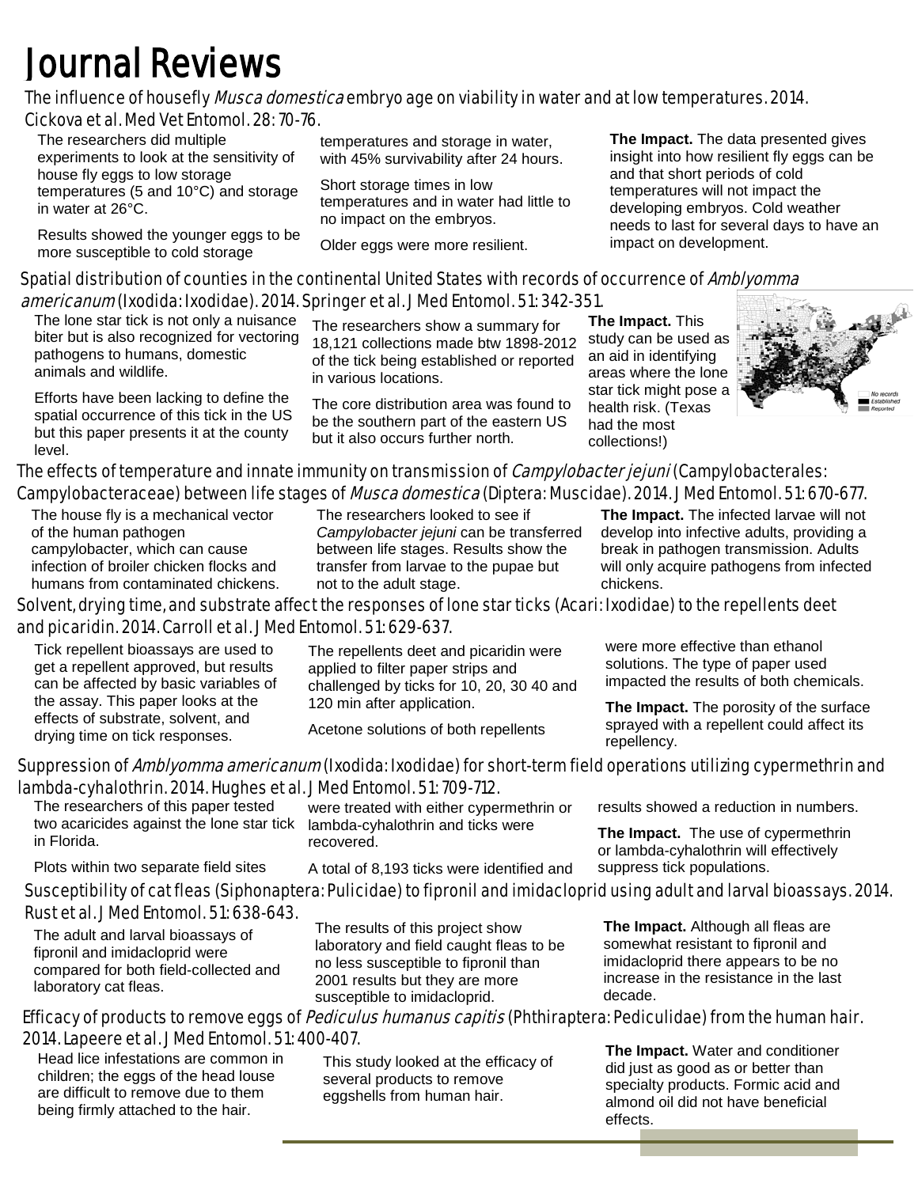# Journal Reviews

## The influence of housefly *Musca domestica* embryo age on viability in water and at low temperatures. 2014. Cickova et al. Med Vet Entomol. 28: 70-76.

The researchers did multiple experiments to look at the sensitivity of house fly eggs to low storage temperatures (5 and 10°C) and storage in water at 26°C.

Results showed the younger eggs to be more susceptible to cold storage temperatures and storage in water, with 45% survivability after 24 hours.

Short storage times in low temperatures and in water had little to no impact on the embryos.

Older eggs were more resilient.

**The Impact.** The data presented gives insight into how resilient fly eggs can be and that short periods of cold temperatures will not impact the developing embryos. Cold weather needs to last for several days to have an impact on development.

## Spatial distribution of counties in the continental United States with records of occurrence of *Amblyomma americanum* (Ixodida: Ixodidae). 2014. Springer et al. J Med Entomol. 51: 342-351.

The lone star tick is not only a nuisance biter but is also recognized for vectoring pathogens to humans, domestic animals and wildlife.

Efforts have been lacking to define the spatial occurrence of this tick in the US but this paper presents it at the county level.

The researchers show a summary for 18,121 collections made btw 1898-2012 of the tick being established or reported in various locations.

The core distribution area was found to be the southern part of the eastern US but it also occurs further north.

**The Impact.** This study can be used as an aid in identifying areas where the lone star tick might pose a health risk. (Texas had the most collections!)

No records
Established
Reported

## The effects of temperature and innate immunity on transmission of *Campylobacter jejuni* (Campylobacterales: Campylobacteraceae) between life stages of *Musca domestica* (Diptera: Muscidae). 2014. J Med Entomol. 51: 670-677.

The house fly is a mechanical vector of the human pathogen campylobacter, which can cause infection of broiler chicken flocks and humans from contaminated chickens.

The researchers looked to see if *Campylobacter jejuni* can be transferred between life stages. Results show the transfer from larvae to the pupae but not to the adult stage.

**The Impact.** The infected larvae will not develop into infective adults, providing a break in pathogen transmission. Adults will only acquire pathogens from infected chickens.

## Solvent, drying time, and substrate affect the responses of lone star ticks (Acari: Ixodidae) to the repellents deet and picaridin. 2014. Carroll et al. J Med Entomol. 51: 629-637.

Tick repellent bioassays are used to get a repellent approved, but results can be affected by basic variables of the assay. This paper looks at the effects of substrate, solvent, and drying time on tick responses.

The repellents deet and picaridin were applied to filter paper strips and challenged by ticks for 10, 20, 30 40 and 120 min after application.

Acetone solutions of both repellents were more effective than ethanol solutions. The type of paper used impacted the results of both chemicals.

**The Impact.** The porosity of the surface sprayed with a repellent could affect its repellency.

## Suppression of *Amblyomma americanum* (Ixodida: Ixodidae) for short-term field operations utilizing cypermethrin and lambda-cyhalothrin. 2014. Hughes et al. J Med Entomol. 51: 709-712.

The researchers of this paper tested two acaricides against the lone star tick in Florida.

Plots within two separate field sites were treated with either cypermethrin or lambda-cyhalothrin and ticks were recovered.

A total of 8,193 ticks were identified and results showed a reduction in numbers.

**The Impact.** The use of cypermethrin or lambda-cyhalothrin will effectively suppress tick populations.

## Susceptibility of cat fleas (Siphonaptera: Pulicidae) to fipronil and imidacloprid using adult and larval bioassays. 2014. Rust et al. J Med Entomol. 51: 638-643.

The adult and larval bioassays of fipronil and imidacloprid were compared for both field-collected and laboratory cat fleas.

The results of this project show laboratory and field caught fleas to be no less susceptible to fipronil than 2001 results but they are more susceptible to imidacloprid.

**The Impact.** Although all fleas are somewhat resistant to fipronil and imidacloprid there appears to be no increase in the resistance in the last decade.

## Efficacy of products to remove eggs of *Pediculus humanus capitis* (Phthiraptera: Pediculidae) from the human hair. 2014. Lapeere et al. J Med Entomol. 51: 400-407.

Head lice infestations are common in children; the eggs of the head louse are difficult to remove due to them being firmly attached to the hair.

This study looked at the efficacy of several products to remove eggshells from human hair.

**The Impact.** Water and conditioner did just as good as or better than specialty products. Formic acid and almond oil did not have beneficial effects.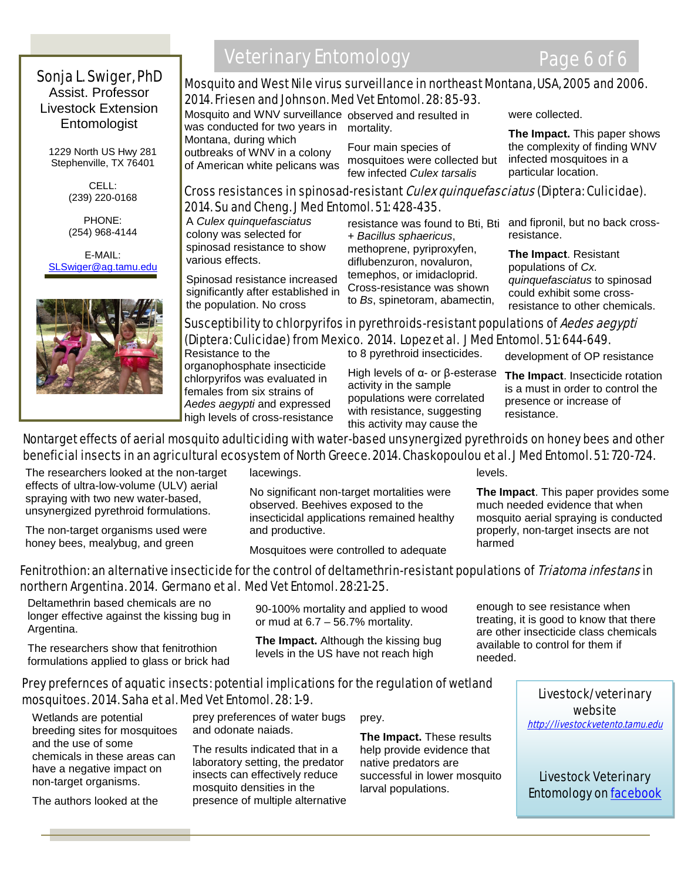Sonja L. Swiger, PhD
Assist. Professor
Livestock Extension Entomologist

1229 North US Hwy 281
Stephenville, TX 76401

CELL:
(239) 220-0168

PHONE:
(254) 968-4144

E-MAIL:
SLSwiger@ag.tamu.edu

## Veterinary Entomology

### Mosquito and West Nile virus surveillance in northeast Montana, USA, 2005 and 2006. 2014. Friesen and Johnson. Med Vet Entomol. 28: 85-93.

Mosquito and WNV surveillance was conducted for two years in Montana, during which outbreaks of WNV in a colony of American white pelicans was observed and resulted in mortality.

Four main species of mosquitoes were collected but few infected *Culex tarsalis* were collected.

**The Impact.** This paper shows the complexity of finding WNV infected mosquitoes in a particular location.

### Cross resistances in spinosad-resistant *Culex quinquefasciatus* (Diptera: Culicidae). 2014. Su and Cheng. J Med Entomol. 51: 428-435.

A *Culex quinquefasciatus* colony was selected for spinosad resistance to show various effects.

Spinosad resistance increased significantly after established in the population. No cross resistance was found to Bti, Bti + *Bacillus sphaericus*, methoprene, pyriproxyfen, diflubenzuron, novaluron, temephos, or imidacloprid. Cross-resistance was shown to *Bs*, spinetoram, abamectin, and fipronil, but no back cross-resistance.

**The Impact**. Resistant populations of *Cx. quinquefasciatus* to spinosad could exhibit some cross-resistance to other chemicals.

### Susceptibility to chlorpyrifos in pyrethroids-resistant populations of *Aedes aegypti* (Diptera: Culicidae) from Mexico. 2014. Lopez et al. J Med Entomol. 51: 644-649.

Resistance to the organophosphate insecticide chlorpyrifos was evaluated in females from six strains of *Aedes aegypti* and expressed high levels of cross-resistance to 8 pyrethroid insecticides.

High levels of α- or β-esterase activity in the sample populations were correlated with resistance, suggesting this activity may cause the development of OP resistance

**The Impact**. Insecticide rotation is a must in order to control the presence or increase of resistance.

### Nontarget effects of aerial mosquito adulticiding with water-based unsynergized pyrethroids on honey bees and other beneficial insects in an agricultural ecosystem of North Greece. 2014. Chaskopoulou et al. J Med Entomol. 51: 720-724.

The researchers looked at the non-target effects of ultra-low-volume (ULV) aerial spraying with two new water-based, unsynergized pyrethroid formulations.

The non-target organisms used were honey bees, mealybug, and green lacewings.

No significant non-target mortalities were observed. Beehives exposed to the insecticidal applications remained healthy and productive.

Mosquitoes were controlled to adequate levels.

**The Impact**. This paper provides some much needed evidence that when mosquito aerial spraying is conducted properly, non-target insects are not harmed

### Fenitrothion: an alternative insecticide for the control of deltamethrin-resistant populations of *Triatoma infestans* in northern Argentina. 2014. Germano et al. Med Vet Entomol. 28:21-25.

Deltamethrin based chemicals are no longer effective against the kissing bug in Argentina.

The researchers show that fenitrothion formulations applied to glass or brick had 90-100% mortality and applied to wood or mud at 6.7 – 56.7% mortality.

**The Impact.** Although the kissing bug levels in the US have not reach high enough to see resistance when treating, it is good to know that there are other insecticide class chemicals available to control for them if needed.

### Prey prefernces of aquatic insects: potential implications for the regulation of wetland mosquitoes. 2014. Saha et al. Med Vet Entomol. 28: 1-9.

Wetlands are potential breeding sites for mosquitoes and the use of some chemicals in these areas can have a negative impact on non-target organisms.

The authors looked at the prey preferences of water bugs and odonate naiads.

The results indicated that in a laboratory setting, the predator insects can effectively reduce mosquito densities in the presence of multiple alternative prey.

**The Impact.** These results help provide evidence that native predators are successful in lower mosquito larval populations.

Livestock/veterinary website
http://livestockvetento.tamu.edu

Livestock Veterinary Entomology on facebook